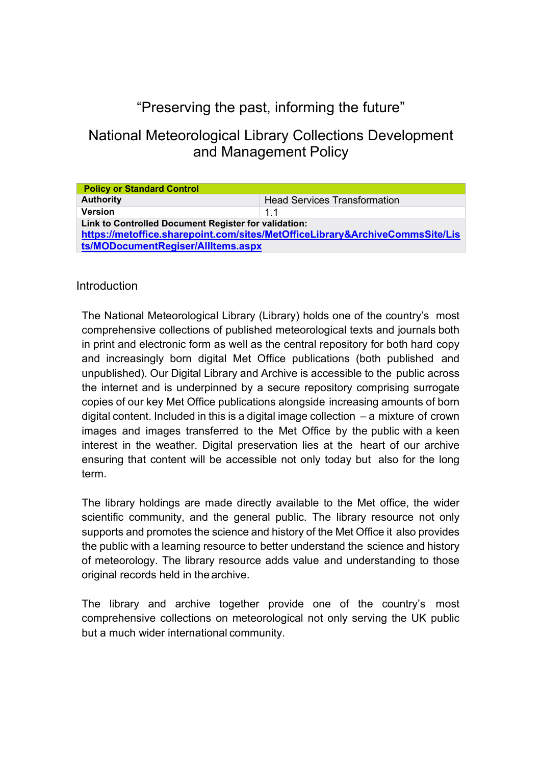# "Preserving the past, informing the future"

# National Meteorological Library Collections Development and Management Policy

| **Policy or Standard Control** | |
|---|---|
| **Authority** | Head Services Transformation |
| **Version** | 1.1 |
| **Link to Controlled Document Register for validation:** [https://metoffice.sharepoint.com/sites/MetOfficeLibrary&ArchiveCommsSite/Lists/MODocumentRegiser/AllItems.aspx](https://metoffice.sharepoint.com/sites/MetOfficeLibrary&ArchiveCommsSite/Lists/MODocumentRegiser/AllItems.aspx) | |

## Introduction

The National Meteorological Library (Library) holds one of the country's most comprehensive collections of published meteorological texts and journals both in print and electronic form as well as the central repository for both hard copy and increasingly born digital Met Office publications (both published and unpublished). Our Digital Library and Archive is accessible to the public across the internet and is underpinned by a secure repository comprising surrogate copies of our key Met Office publications alongside increasing amounts of born digital content. Included in this is a digital image collection – a mixture of crown images and images transferred to the Met Office by the public with a keen interest in the weather. Digital preservation lies at the heart of our archive ensuring that content will be accessible not only today but also for the long term.

The library holdings are made directly available to the Met office, the wider scientific community, and the general public. The library resource not only supports and promotes the science and history of the Met Office it also provides the public with a learning resource to better understand the science and history of meteorology. The library resource adds value and understanding to those original records held in the archive.

The library and archive together provide one of the country's most comprehensive collections on meteorological not only serving the UK public but a much wider international community.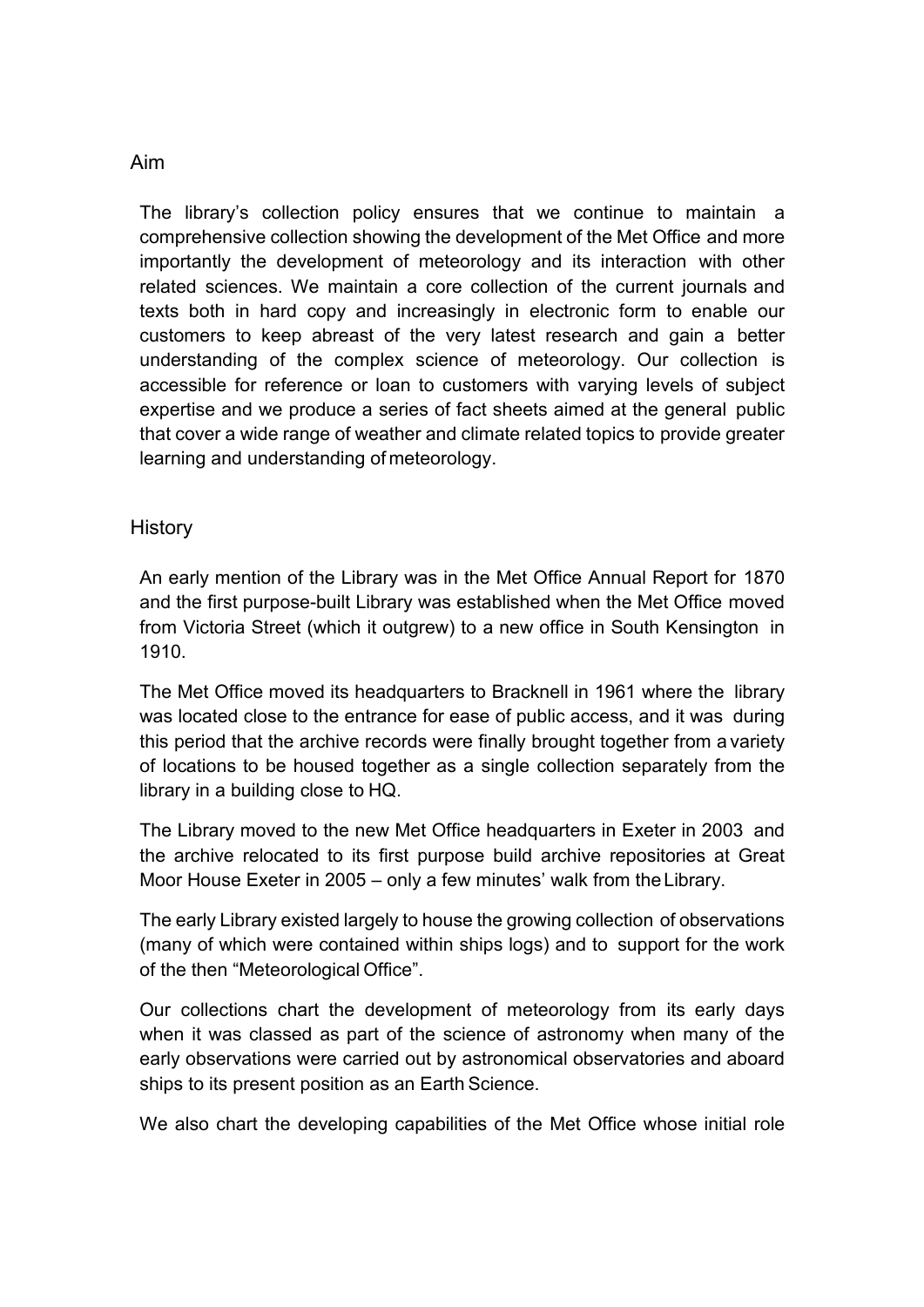## Aim

The library's collection policy ensures that we continue to maintain a comprehensive collection showing the development of the Met Office and more importantly the development of meteorology and its interaction with other related sciences. We maintain a core collection of the current journals and texts both in hard copy and increasingly in electronic form to enable our customers to keep abreast of the very latest research and gain a better understanding of the complex science of meteorology. Our collection is accessible for reference or loan to customers with varying levels of subject expertise and we produce a series of fact sheets aimed at the general public that cover a wide range of weather and climate related topics to provide greater learning and understanding of meteorology.

## History

An early mention of the Library was in the Met Office Annual Report for 1870 and the first purpose-built Library was established when the Met Office moved from Victoria Street (which it outgrew) to a new office in South Kensington in 1910.

The Met Office moved its headquarters to Bracknell in 1961 where the library was located close to the entrance for ease of public access, and it was during this period that the archive records were finally brought together from a variety of locations to be housed together as a single collection separately from the library in a building close to HQ.

The Library moved to the new Met Office headquarters in Exeter in 2003 and the archive relocated to its first purpose build archive repositories at Great Moor House Exeter in 2005 – only a few minutes' walk from the Library.

The early Library existed largely to house the growing collection of observations (many of which were contained within ships logs) and to support for the work of the then "Meteorological Office".

Our collections chart the development of meteorology from its early days when it was classed as part of the science of astronomy when many of the early observations were carried out by astronomical observatories and aboard ships to its present position as an Earth Science.

We also chart the developing capabilities of the Met Office whose initial role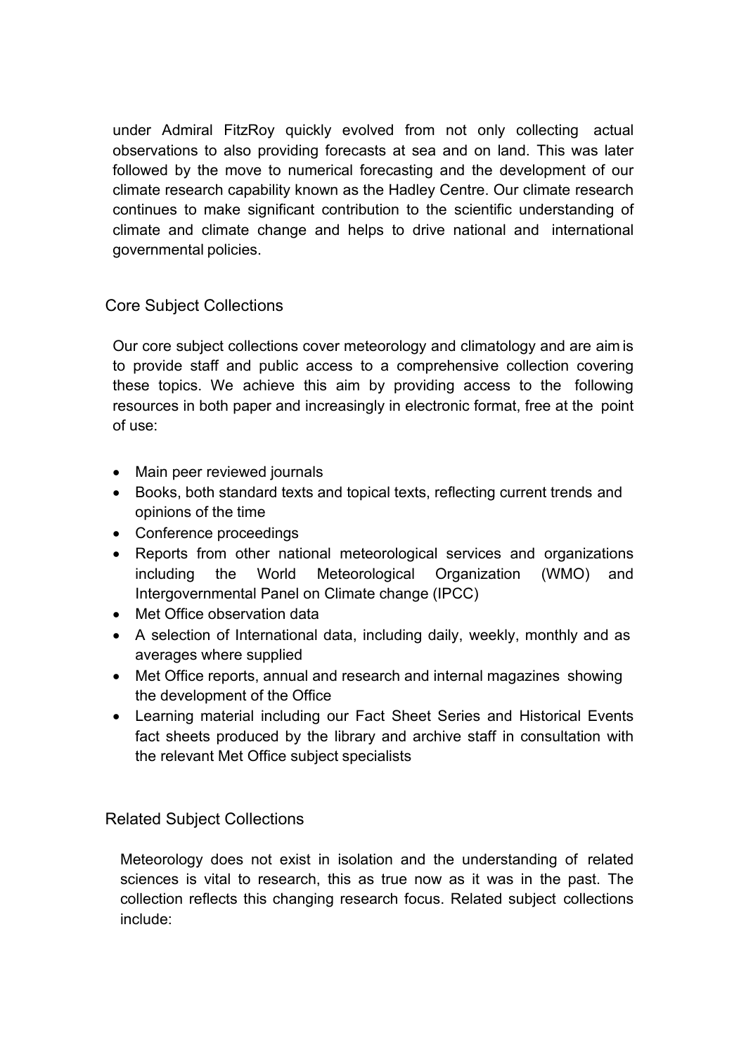under Admiral FitzRoy quickly evolved from not only collecting actual observations to also providing forecasts at sea and on land. This was later followed by the move to numerical forecasting and the development of our climate research capability known as the Hadley Centre. Our climate research continues to make significant contribution to the scientific understanding of climate and climate change and helps to drive national and international governmental policies.

## Core Subject Collections

Our core subject collections cover meteorology and climatology and are aim is to provide staff and public access to a comprehensive collection covering these topics. We achieve this aim by providing access to the following resources in both paper and increasingly in electronic format, free at the point of use:

- Main peer reviewed journals
- Books, both standard texts and topical texts, reflecting current trends and opinions of the time
- Conference proceedings
- Reports from other national meteorological services and organizations including the World Meteorological Organization (WMO) and Intergovernmental Panel on Climate change (IPCC)
- Met Office observation data
- A selection of International data, including daily, weekly, monthly and as averages where supplied
- Met Office reports, annual and research and internal magazines showing the development of the Office
- Learning material including our Fact Sheet Series and Historical Events fact sheets produced by the library and archive staff in consultation with the relevant Met Office subject specialists

## Related Subject Collections

Meteorology does not exist in isolation and the understanding of related sciences is vital to research, this as true now as it was in the past. The collection reflects this changing research focus. Related subject collections include: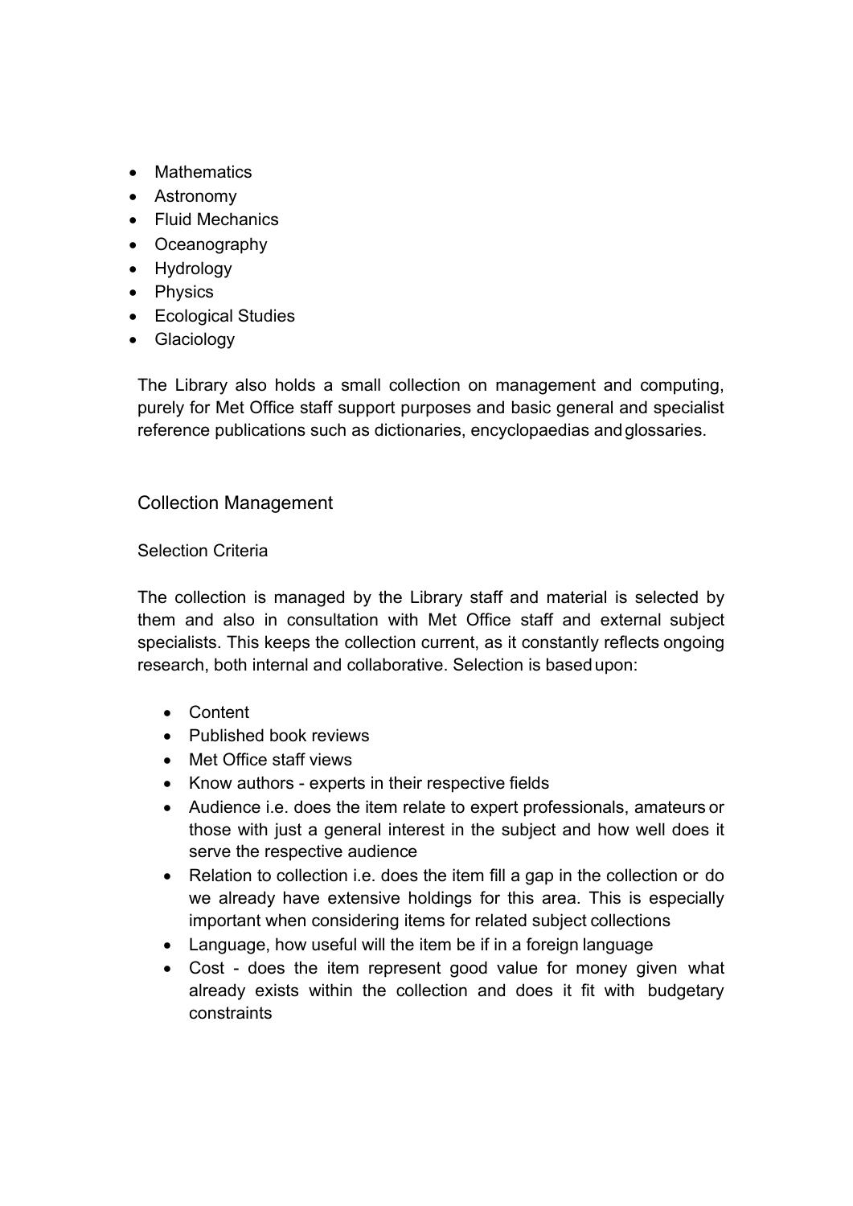- Mathematics
- Astronomy
- Fluid Mechanics
- Oceanography
- Hydrology
- Physics
- Ecological Studies
- Glaciology

The Library also holds a small collection on management and computing, purely for Met Office staff support purposes and basic general and specialist reference publications such as dictionaries, encyclopaedias and glossaries.

## Collection Management

### Selection Criteria

The collection is managed by the Library staff and material is selected by them and also in consultation with Met Office staff and external subject specialists. This keeps the collection current, as it constantly reflects ongoing research, both internal and collaborative. Selection is based upon:

- Content
- Published book reviews
- Met Office staff views
- Know authors - experts in their respective fields
- Audience i.e. does the item relate to expert professionals, amateurs or those with just a general interest in the subject and how well does it serve the respective audience
- Relation to collection i.e. does the item fill a gap in the collection or do we already have extensive holdings for this area. This is especially important when considering items for related subject collections
- Language, how useful will the item be if in a foreign language
- Cost - does the item represent good value for money given what already exists within the collection and does it fit with budgetary constraints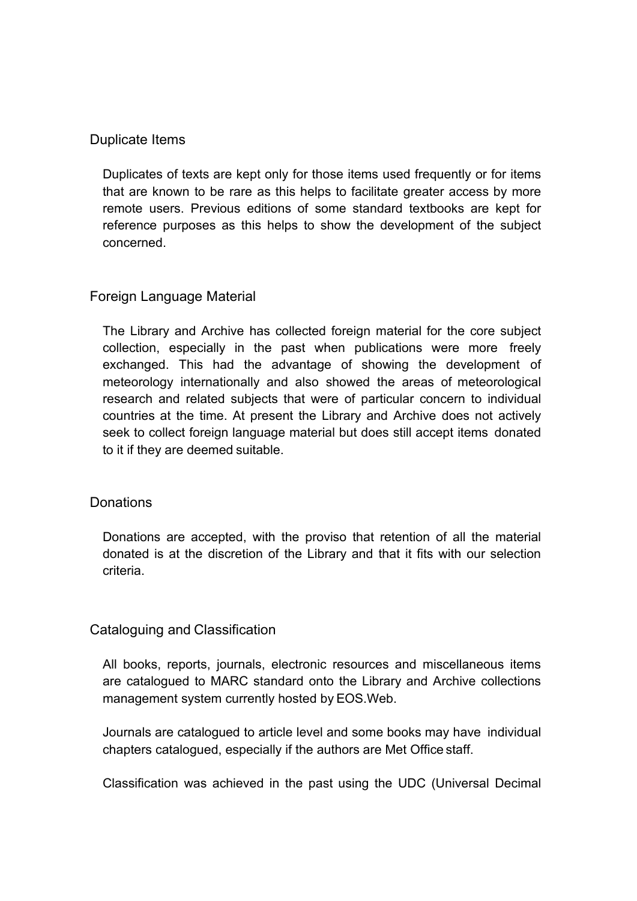## Duplicate Items

Duplicates of texts are kept only for those items used frequently or for items that are known to be rare as this helps to facilitate greater access by more remote users. Previous editions of some standard textbooks are kept for reference purposes as this helps to show the development of the subject concerned.

## Foreign Language Material

The Library and Archive has collected foreign material for the core subject collection, especially in the past when publications were more freely exchanged. This had the advantage of showing the development of meteorology internationally and also showed the areas of meteorological research and related subjects that were of particular concern to individual countries at the time. At present the Library and Archive does not actively seek to collect foreign language material but does still accept items donated to it if they are deemed suitable.

## Donations

Donations are accepted, with the proviso that retention of all the material donated is at the discretion of the Library and that it fits with our selection criteria.

## Cataloguing and Classification

All books, reports, journals, electronic resources and miscellaneous items are catalogued to MARC standard onto the Library and Archive collections management system currently hosted by EOS.Web.

Journals are catalogued to article level and some books may have individual chapters catalogued, especially if the authors are Met Office staff.

Classification was achieved in the past using the UDC (Universal Decimal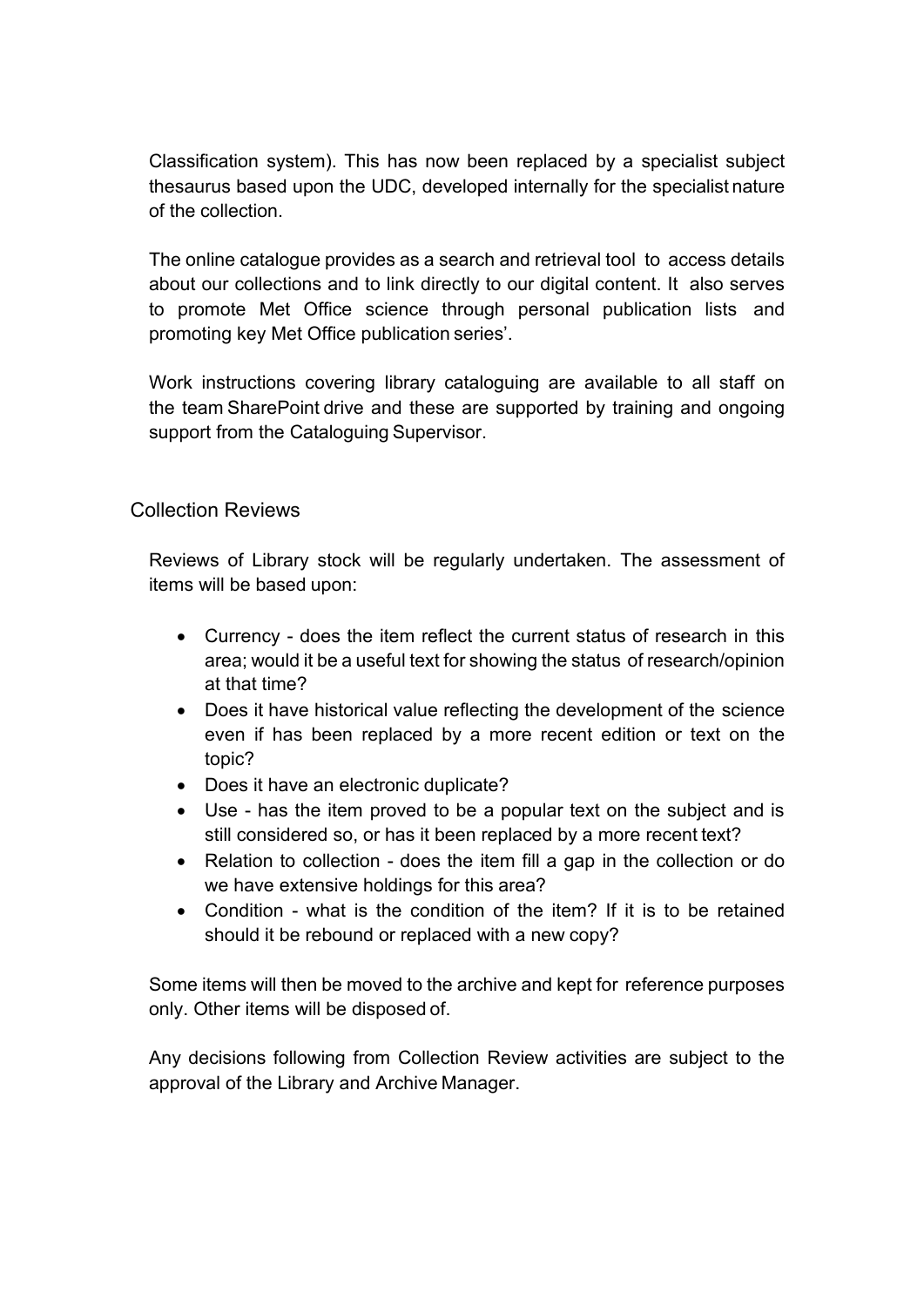Classification system). This has now been replaced by a specialist subject thesaurus based upon the UDC, developed internally for the specialist nature of the collection.

The online catalogue provides as a search and retrieval tool to access details about our collections and to link directly to our digital content. It also serves to promote Met Office science through personal publication lists and promoting key Met Office publication series'.

Work instructions covering library cataloguing are available to all staff on the team SharePoint drive and these are supported by training and ongoing support from the Cataloguing Supervisor.

## Collection Reviews

Reviews of Library stock will be regularly undertaken. The assessment of items will be based upon:

- Currency - does the item reflect the current status of research in this area; would it be a useful text for showing the status of research/opinion at that time?
- Does it have historical value reflecting the development of the science even if has been replaced by a more recent edition or text on the topic?
- Does it have an electronic duplicate?
- Use - has the item proved to be a popular text on the subject and is still considered so, or has it been replaced by a more recent text?
- Relation to collection - does the item fill a gap in the collection or do we have extensive holdings for this area?
- Condition - what is the condition of the item? If it is to be retained should it be rebound or replaced with a new copy?

Some items will then be moved to the archive and kept for reference purposes only. Other items will be disposed of.

Any decisions following from Collection Review activities are subject to the approval of the Library and Archive Manager.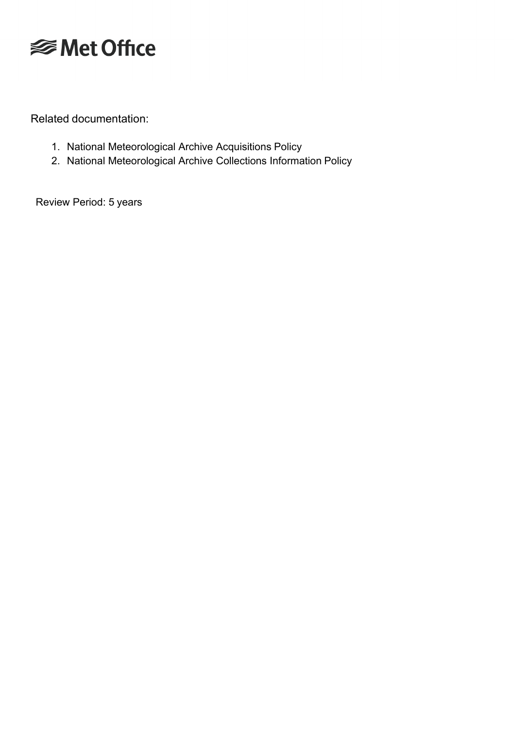Related documentation:

1. National Meteorological Archive Acquisitions Policy
2. National Meteorological Archive Collections Information Policy

Review Period: 5 years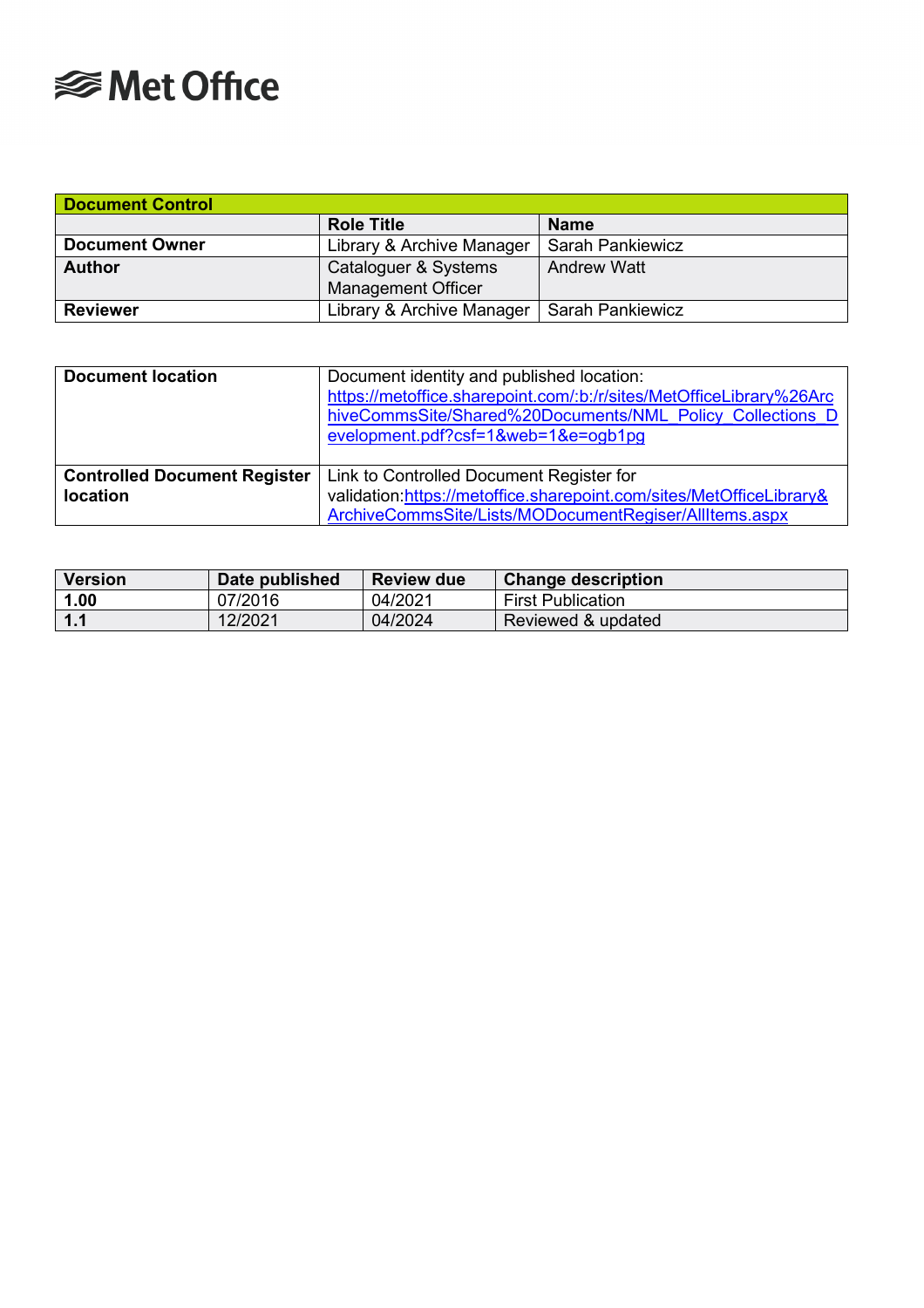Met Office

| Document Control | | |
|---|---|---|
| | **Role Title** | **Name** |
| **Document Owner** | Library & Archive Manager | Sarah Pankiewicz |
| **Author** | Cataloguer & Systems Management Officer | Andrew Watt |
| **Reviewer** | Library & Archive Manager | Sarah Pankiewicz |

| | |
|---|---|
| **Document location** | Document identity and published location: https://metoffice.sharepoint.com/:b:/r/sites/MetOfficeLibrary%26ArchiveCommsSite/Shared%20Documents/NML_Policy_Collections_Development.pdf?csf=1&web=1&e=ogb1pg |
| **Controlled Document Register location** | Link to Controlled Document Register for validation:https://metoffice.sharepoint.com/sites/MetOfficeLibrary&ArchiveCommsSite/Lists/MODocumentRegiser/AllItems.aspx |

| Version | Date published | Review due | Change description |
|---|---|---|---|
| **1.00** | 07/2016 | 04/2021 | First Publication |
| **1.1** | 12/2021 | 04/2024 | Reviewed & updated |